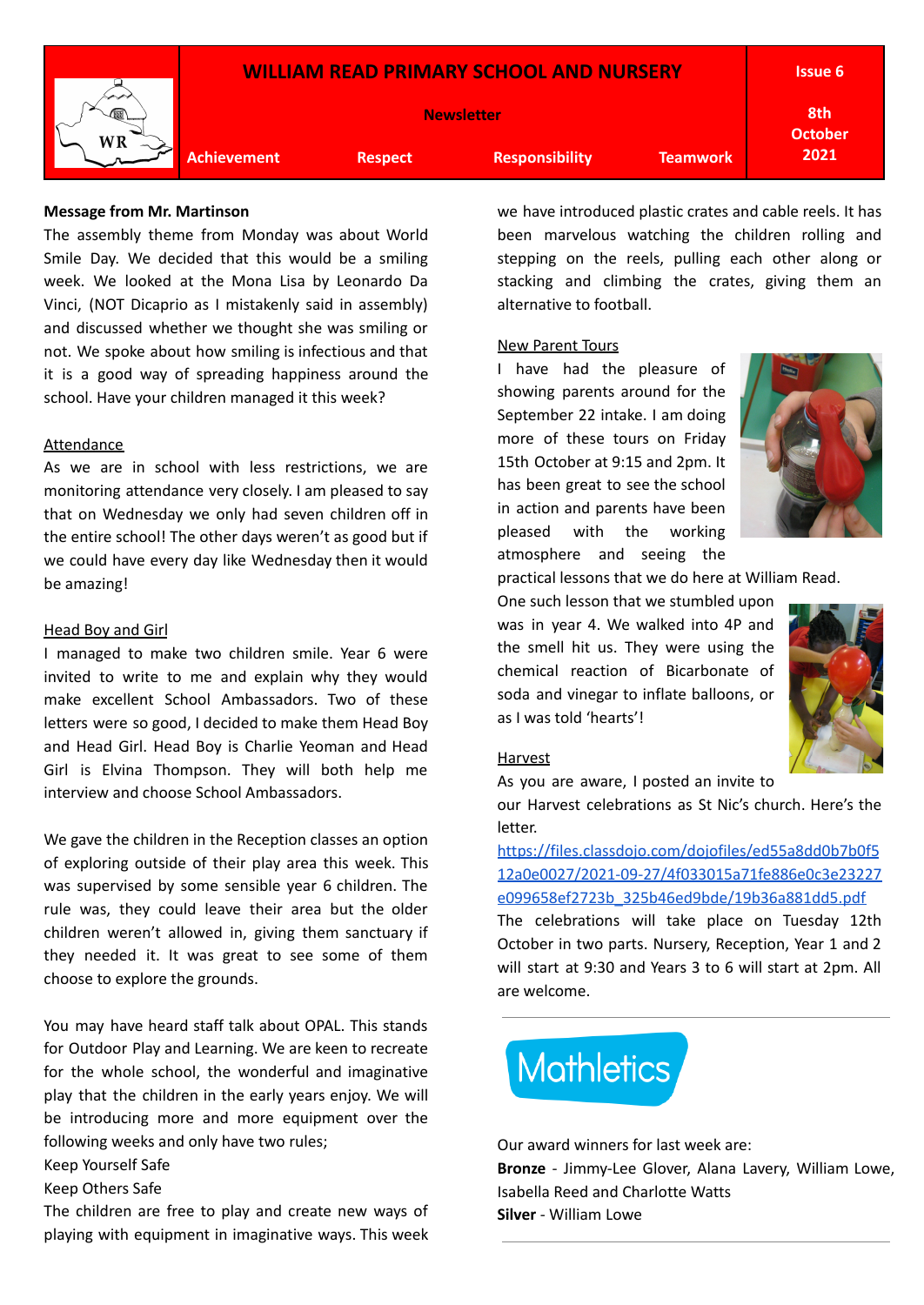# WILLIAM READ PRIMARY SCHOOL AND NURSERY

**Newsletter**

**Issue 6** — **8th October 2021**

**Achievement** | **Respect** | **Responsibility** | **Teamwork**

**Message from Mr. Martinson**

The assembly theme from Monday was about World Smile Day. We decided that this would be a smiling week. We looked at the Mona Lisa by Leonardo Da Vinci, (NOT Dicaprio as I mistakenly said in assembly) and discussed whether we thought she was smiling or not. We spoke about how smiling is infectious and that it is a good way of spreading happiness around the school. Have your children managed it this week?

## Attendance

As we are in school with less restrictions, we are monitoring attendance very closely. I am pleased to say that on Wednesday we only had seven children off in the entire school! The other days weren't as good but if we could have every day like Wednesday then it would be amazing!

## Head Boy and Girl

I managed to make two children smile. Year 6 were invited to write to me and explain why they would make excellent School Ambassadors. Two of these letters were so good, I decided to make them Head Boy and Head Girl. Head Boy is Charlie Yeoman and Head Girl is Elvina Thompson. They will both help me interview and choose School Ambassadors.

We gave the children in the Reception classes an option of exploring outside of their play area this week. This was supervised by some sensible year 6 children. The rule was, they could leave their area but the older children weren't allowed in, giving them sanctuary if they needed it. It was great to see some of them choose to explore the grounds.

You may have heard staff talk about OPAL. This stands for Outdoor Play and Learning. We are keen to recreate for the whole school, the wonderful and imaginative play that the children in the early years enjoy. We will be introducing more and more equipment over the following weeks and only have two rules;

Keep Yourself Safe

Keep Others Safe

The children are free to play and create new ways of playing with equipment in imaginative ways. This week we have introduced plastic crates and cable reels. It has been marvelous watching the children rolling and stepping on the reels, pulling each other along or stacking and climbing the crates, giving them an alternative to football.

## New Parent Tours

I have had the pleasure of showing parents around for the September 22 intake. I am doing more of these tours on Friday 15th October at 9:15 and 2pm. It has been great to see the school in action and parents have been pleased with the working atmosphere and seeing the practical lessons that we do here at William Read.

One such lesson that we stumbled upon was in year 4. We walked into 4P and the smell hit us. They were using the chemical reaction of Bicarbonate of soda and vinegar to inflate balloons, or as I was told 'hearts'!

## Harvest

As you are aware, I posted an invite to our Harvest celebrations as St Nic's church. Here's the letter.

https://files.classdojo.com/dojofiles/ed55a8dd0b7b0f512a0e0027/2021-09-27/4f033015a71fe886e0c3e23227e099658ef2723b_325b46ed9bde/19b36a881dd5.pdf

The celebrations will take place on Tuesday 12th October in two parts. Nursery, Reception, Year 1 and 2 will start at 9:30 and Years 3 to 6 will start at 2pm. All are welcome.

---

## Mathletics

Our award winners for last week are:

**Bronze** - Jimmy-Lee Glover, Alana Lavery, William Lowe, Isabella Reed and Charlotte Watts

**Silver** - William Lowe

---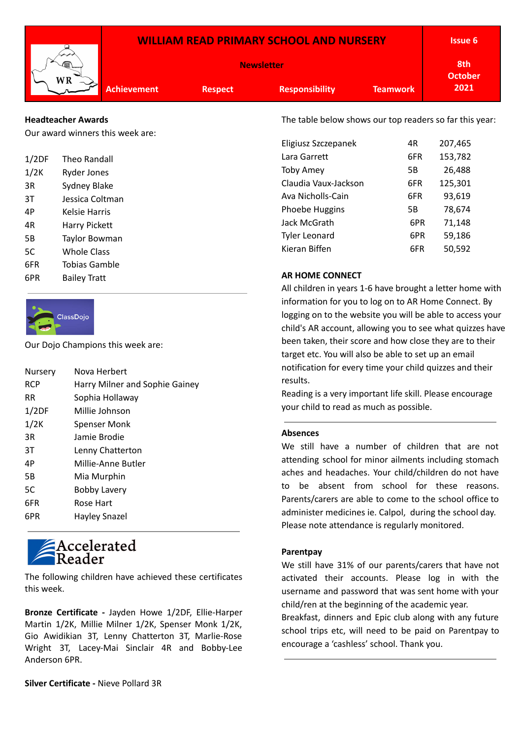# WILLIAM READ PRIMARY SCHOOL AND NURSERY

**Newsletter**

**Issue 6** — **8th October 2021**

**Achievement** | **Respect** | **Responsibility** | **Teamwork**

**Headteacher Awards**

Our award winners this week are:

| | |
|---|---|
| 1/2DF | Theo Randall |
| 1/2K | Ryder Jones |
| 3R | Sydney Blake |
| 3T | Jessica Coltman |
| 4P | Kelsie Harris |
| 4R | Harry Pickett |
| 5B | Taylor Bowman |
| 5C | Whole Class |
| 6FR | Tobias Gamble |
| 6PR | Bailey Tratt |

ClassDojo

Our Dojo Champions this week are:

| | |
|---|---|
| Nursery | Nova Herbert |
| RCP | Harry Milner and Sophie Gainey |
| RR | Sophia Hollaway |
| 1/2DF | Millie Johnson |
| 1/2K | Spenser Monk |
| 3R | Jamie Brodie |
| 3T | Lenny Chatterton |
| 4P | Millie-Anne Butler |
| 5B | Mia Murphin |
| 5C | Bobby Lavery |
| 6FR | Rose Hart |
| 6PR | Hayley Snazel |

Accelerated Reader

The following children have achieved these certificates this week.

**Bronze Certificate -** Jayden Howe 1/2DF, Ellie-Harper Martin 1/2K, Millie Milner 1/2K, Spenser Monk 1/2K, Gio Awidikian 3T, Lenny Chatterton 3T, Marlie-Rose Wright 3T, Lacey-Mai Sinclair 4R and Bobby-Lee Anderson 6PR.

**Silver Certificate -** Nieve Pollard 3R

The table below shows our top readers so far this year:

| | | |
|---|---|---|
| Eligiusz Szczepanek | 4R | 207,465 |
| Lara Garrett | 6FR | 153,782 |
| Toby Amey | 5B | 26,488 |
| Claudia Vaux-Jackson | 6FR | 125,301 |
| Ava Nicholls-Cain | 6FR | 93,619 |
| Phoebe Huggins | 5B | 78,674 |
| Jack McGrath | 6PR | 71,148 |
| Tyler Leonard | 6PR | 59,186 |
| Kieran Biffen | 6FR | 50,592 |

**AR HOME CONNECT**

All children in years 1-6 have brought a letter home with information for you to log on to AR Home Connect. By logging on to the website you will be able to access your child's AR account, allowing you to see what quizzes have been taken, their score and how close they are to their target etc. You will also be able to set up an email notification for every time your child quizzes and their results.

Reading is a very important life skill. Please encourage your child to read as much as possible.

**Absences**

We still have a number of children that are not attending school for minor ailments including stomach aches and headaches. Your child/children do not have to be absent from school for these reasons. Parents/carers are able to come to the school office to administer medicines ie. Calpol, during the school day. Please note attendance is regularly monitored.

**Parentpay**

We still have 31% of our parents/carers that have not activated their accounts. Please log in with the username and password that was sent home with your child/ren at the beginning of the academic year.

Breakfast, dinners and Epic club along with any future school trips etc, will need to be paid on Parentpay to encourage a 'cashless' school. Thank you.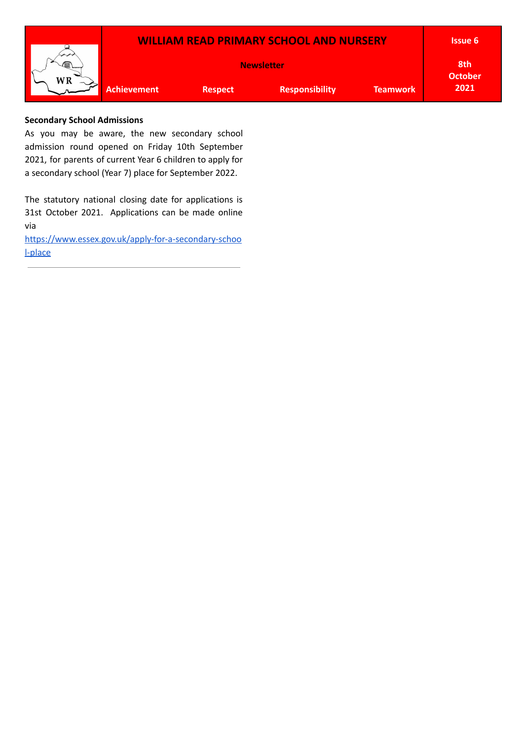| WILLIAM READ PRIMARY SCHOOL AND NURSERY | | | | Issue 6 |
| --- | --- | --- | --- | --- |
| Newsletter | | | | 8th October 2021 |
| Achievement | Respect | Responsibility | Teamwork | |

**Secondary School Admissions**

As you may be aware, the new secondary school admission round opened on Friday 10th September 2021, for parents of current Year 6 children to apply for a secondary school (Year 7) place for September 2022.

The statutory national closing date for applications is 31st October 2021. Applications can be made online via https://www.essex.gov.uk/apply-for-a-secondary-school-place

---